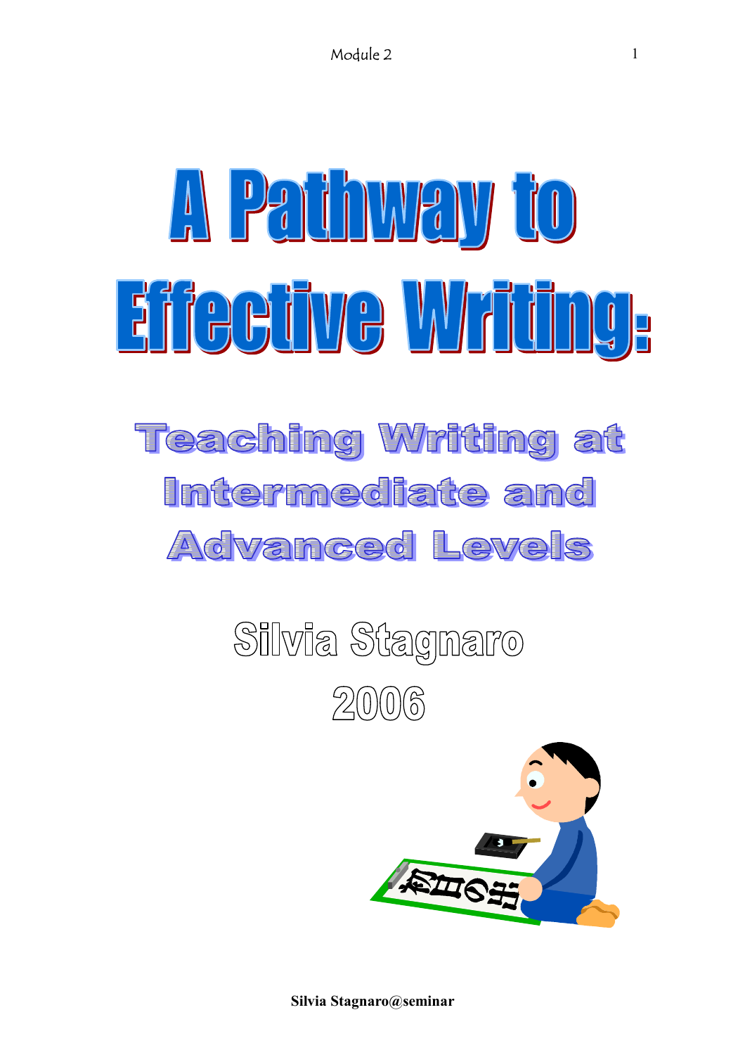# A Pathway to Effective Writing:

## Teaching Writing at Intermediate and Advanced Levels

Silvia Stagnaro

2006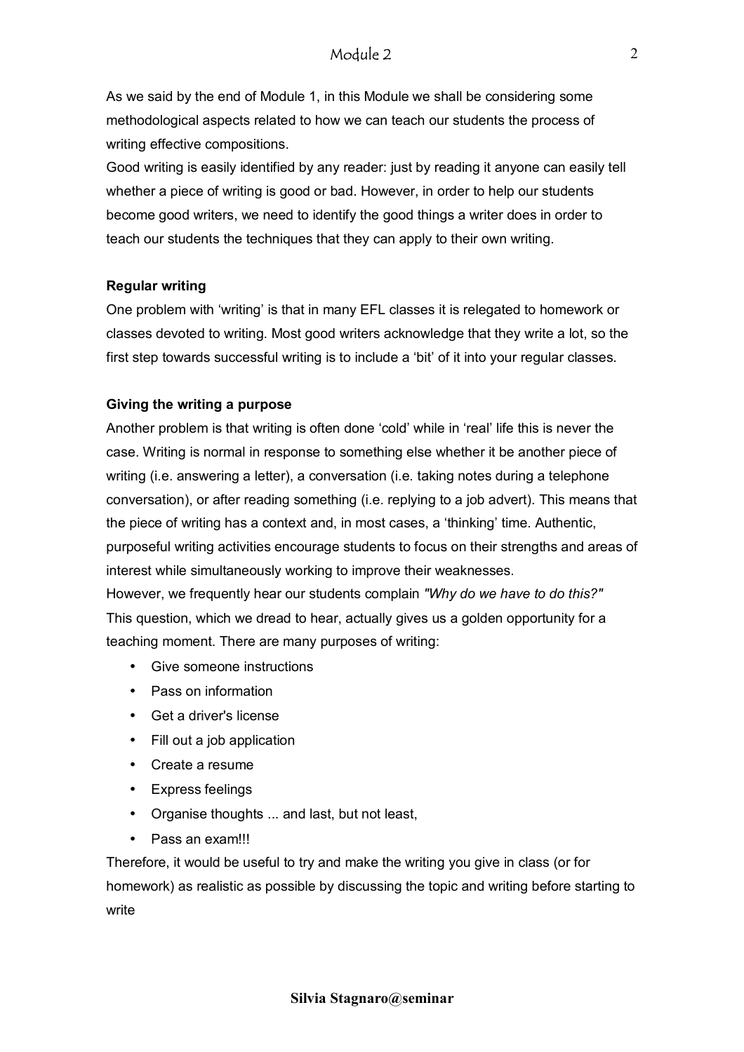As we said by the end of Module 1, in this Module we shall be considering some methodological aspects related to how we can teach our students the process of writing effective compositions.

Good writing is easily identified by any reader: just by reading it anyone can easily tell whether a piece of writing is good or bad. However, in order to help our students become good writers, we need to identify the good things a writer does in order to teach our students the techniques that they can apply to their own writing.

**Regular writing**

One problem with 'writing' is that in many EFL classes it is relegated to homework or classes devoted to writing. Most good writers acknowledge that they write a lot, so the first step towards successful writing is to include a 'bit' of it into your regular classes.

**Giving the writing a purpose**

Another problem is that writing is often done 'cold' while in 'real' life this is never the case. Writing is normal in response to something else whether it be another piece of writing (i.e. answering a letter), a conversation (i.e. taking notes during a telephone conversation), or after reading something (i.e. replying to a job advert). This means that the piece of writing has a context and, in most cases, a 'thinking' time. Authentic, purposeful writing activities encourage students to focus on their strengths and areas of interest while simultaneously working to improve their weaknesses.

However, we frequently hear our students complain *"Why do we have to do this?"* This question, which we dread to hear, actually gives us a golden opportunity for a teaching moment. There are many purposes of writing:

- Give someone instructions
- Pass on information
- Get a driver's license
- Fill out a job application
- Create a resume
- Express feelings
- Organise thoughts ... and last, but not least,
- Pass an exam!!!

Therefore, it would be useful to try and make the writing you give in class (or for homework) as realistic as possible by discussing the topic and writing before starting to write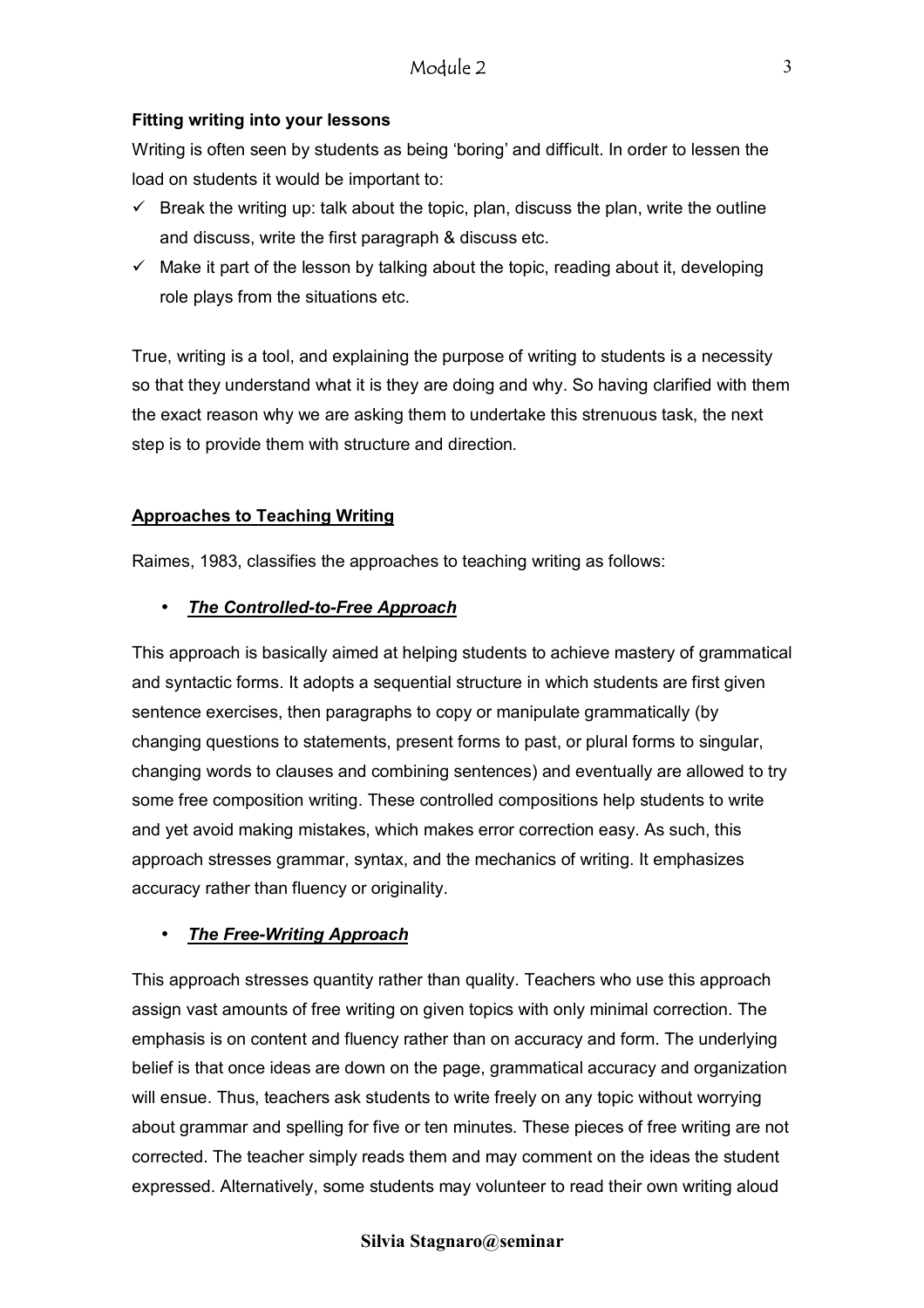**Fitting writing into your lessons**

Writing is often seen by students as being 'boring' and difficult. In order to lessen the load on students it would be important to:

- ✓ Break the writing up: talk about the topic, plan, discuss the plan, write the outline and discuss, write the first paragraph & discuss etc.
- ✓ Make it part of the lesson by talking about the topic, reading about it, developing role plays from the situations etc.

True, writing is a tool, and explaining the purpose of writing to students is a necessity so that they understand what it is they are doing and why. So having clarified with them the exact reason why we are asking them to undertake this strenuous task, the next step is to provide them with structure and direction.

## Approaches to Teaching Writing

Raimes, 1983, classifies the approaches to teaching writing as follows:

- ***The Controlled-to-Free Approach***

This approach is basically aimed at helping students to achieve mastery of grammatical and syntactic forms. It adopts a sequential structure in which students are first given sentence exercises, then paragraphs to copy or manipulate grammatically (by changing questions to statements, present forms to past, or plural forms to singular, changing words to clauses and combining sentences) and eventually are allowed to try some free composition writing. These controlled compositions help students to write and yet avoid making mistakes, which makes error correction easy. As such, this approach stresses grammar, syntax, and the mechanics of writing. It emphasizes accuracy rather than fluency or originality.

- ***The Free-Writing Approach***

This approach stresses quantity rather than quality. Teachers who use this approach assign vast amounts of free writing on given topics with only minimal correction. The emphasis is on content and fluency rather than on accuracy and form. The underlying belief is that once ideas are down on the page, grammatical accuracy and organization will ensue. Thus, teachers ask students to write freely on any topic without worrying about grammar and spelling for five or ten minutes. These pieces of free writing are not corrected. The teacher simply reads them and may comment on the ideas the student expressed. Alternatively, some students may volunteer to read their own writing aloud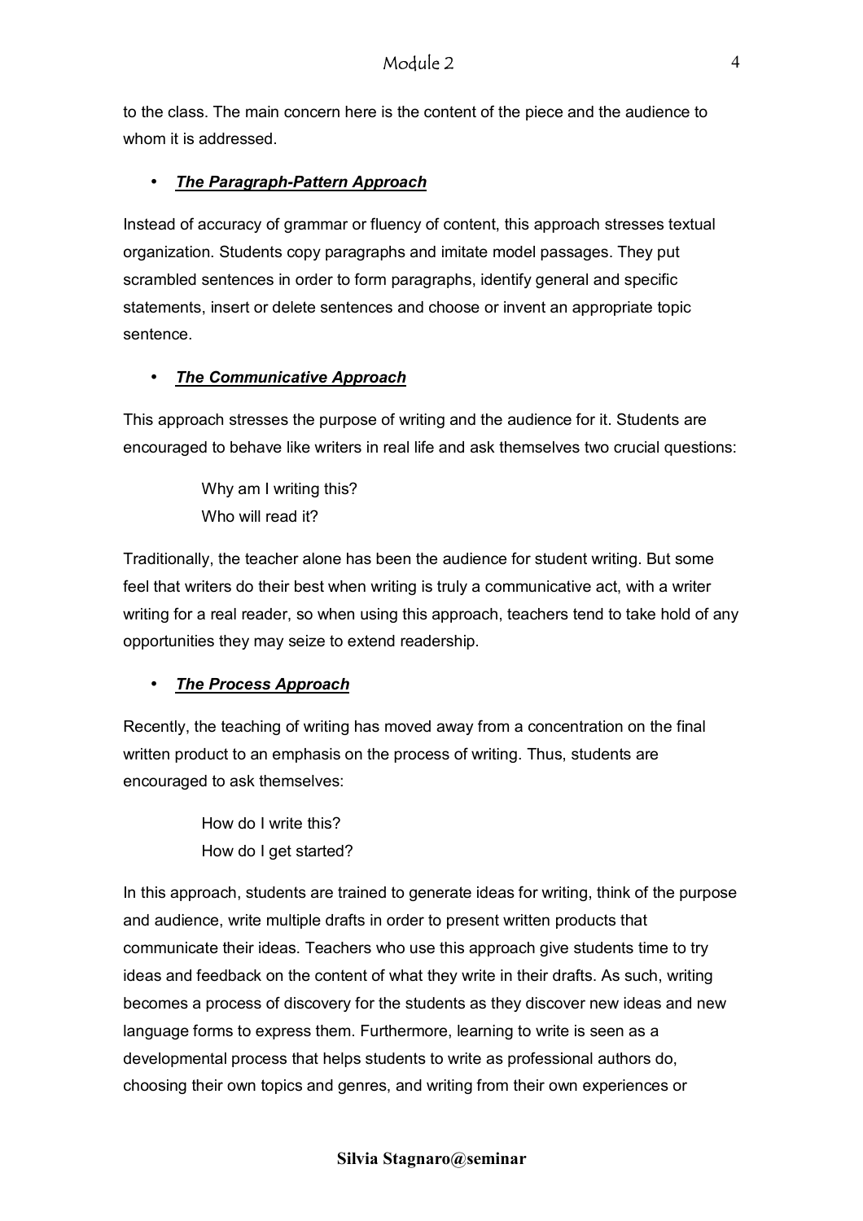to the class. The main concern here is the content of the piece and the audience to whom it is addressed.

- ***The Paragraph-Pattern Approach***

Instead of accuracy of grammar or fluency of content, this approach stresses textual organization. Students copy paragraphs and imitate model passages. They put scrambled sentences in order to form paragraphs, identify general and specific statements, insert or delete sentences and choose or invent an appropriate topic sentence.

- ***The Communicative Approach***

This approach stresses the purpose of writing and the audience for it. Students are encouraged to behave like writers in real life and ask themselves two crucial questions:

> Why am I writing this?
> Who will read it?

Traditionally, the teacher alone has been the audience for student writing. But some feel that writers do their best when writing is truly a communicative act, with a writer writing for a real reader, so when using this approach, teachers tend to take hold of any opportunities they may seize to extend readership.

- ***The Process Approach***

Recently, the teaching of writing has moved away from a concentration on the final written product to an emphasis on the process of writing. Thus, students are encouraged to ask themselves:

> How do I write this?
> How do I get started?

In this approach, students are trained to generate ideas for writing, think of the purpose and audience, write multiple drafts in order to present written products that communicate their ideas. Teachers who use this approach give students time to try ideas and feedback on the content of what they write in their drafts. As such, writing becomes a process of discovery for the students as they discover new ideas and new language forms to express them. Furthermore, learning to write is seen as a developmental process that helps students to write as professional authors do, choosing their own topics and genres, and writing from their own experiences or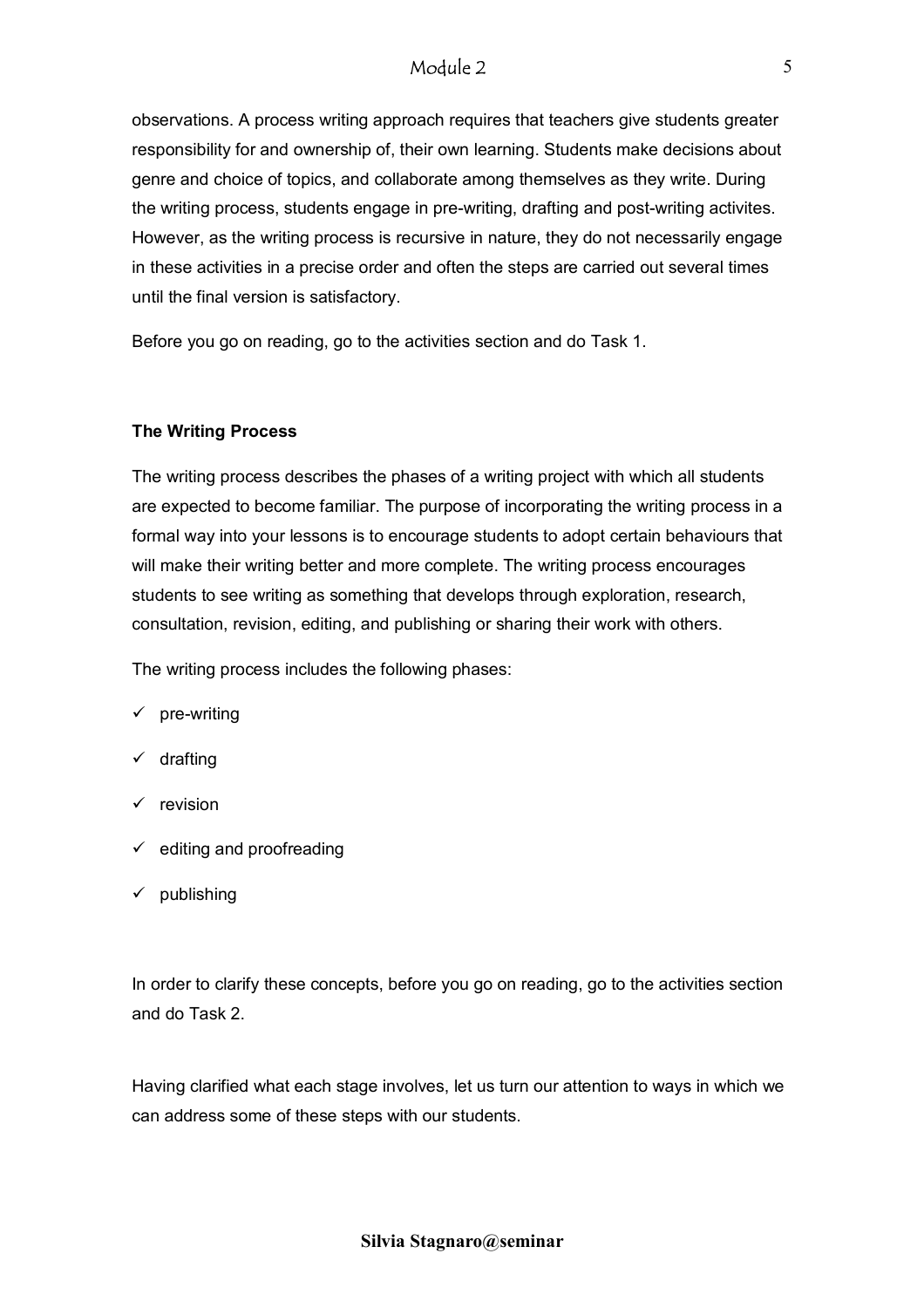observations. A process writing approach requires that teachers give students greater responsibility for and ownership of, their own learning. Students make decisions about genre and choice of topics, and collaborate among themselves as they write. During the writing process, students engage in pre-writing, drafting and post-writing activites. However, as the writing process is recursive in nature, they do not necessarily engage in these activities in a precise order and often the steps are carried out several times until the final version is satisfactory.

Before you go on reading, go to the activities section and do Task 1.

**The Writing Process**

The writing process describes the phases of a writing project with which all students are expected to become familiar. The purpose of incorporating the writing process in a formal way into your lessons is to encourage students to adopt certain behaviours that will make their writing better and more complete. The writing process encourages students to see writing as something that develops through exploration, research, consultation, revision, editing, and publishing or sharing their work with others.

The writing process includes the following phases:

- ✓ pre-writing
- ✓ drafting
- ✓ revision
- ✓ editing and proofreading
- ✓ publishing

In order to clarify these concepts, before you go on reading, go to the activities section and do Task 2.

Having clarified what each stage involves, let us turn our attention to ways in which we can address some of these steps with our students.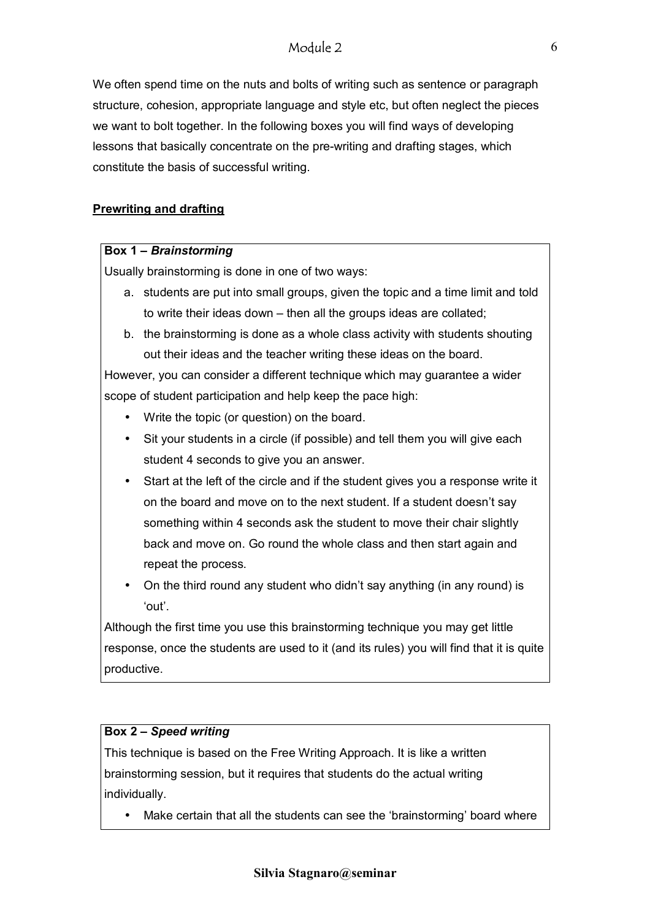We often spend time on the nuts and bolts of writing such as sentence or paragraph structure, cohesion, appropriate language and style etc, but often neglect the pieces we want to bolt together. In the following boxes you will find ways of developing lessons that basically concentrate on the pre-writing and drafting stages, which constitute the basis of successful writing.

## Prewriting and drafting

**Box 1 – *Brainstorming***

Usually brainstorming is done in one of two ways:

a. students are put into small groups, given the topic and a time limit and told to write their ideas down – then all the groups ideas are collated;
b. the brainstorming is done as a whole class activity with students shouting out their ideas and the teacher writing these ideas on the board.

However, you can consider a different technique which may guarantee a wider scope of student participation and help keep the pace high:

- Write the topic (or question) on the board.
- Sit your students in a circle (if possible) and tell them you will give each student 4 seconds to give you an answer.
- Start at the left of the circle and if the student gives you a response write it on the board and move on to the next student. If a student doesn't say something within 4 seconds ask the student to move their chair slightly back and move on. Go round the whole class and then start again and repeat the process.
- On the third round any student who didn't say anything (in any round) is 'out'.

Although the first time you use this brainstorming technique you may get little response, once the students are used to it (and its rules) you will find that it is quite productive.

**Box 2 – *Speed writing***

This technique is based on the Free Writing Approach. It is like a written brainstorming session, but it requires that students do the actual writing individually.

- Make certain that all the students can see the 'brainstorming' board where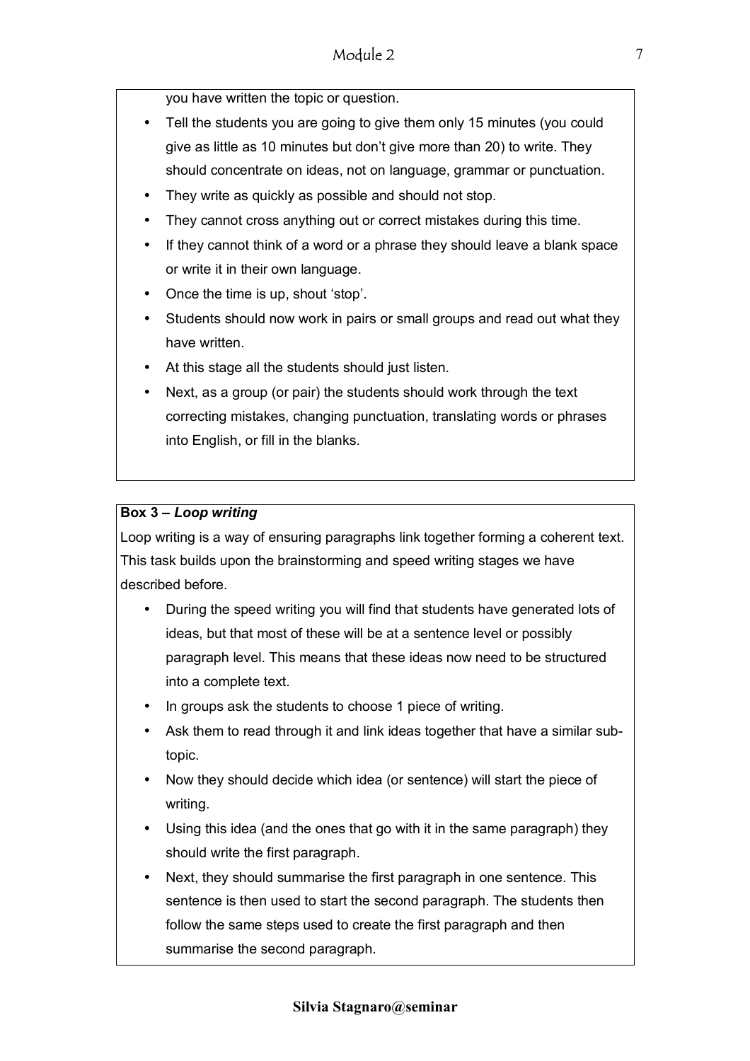you have written the topic or question.

- Tell the students you are going to give them only 15 minutes (you could give as little as 10 minutes but don't give more than 20) to write. They should concentrate on ideas, not on language, grammar or punctuation.
- They write as quickly as possible and should not stop.
- They cannot cross anything out or correct mistakes during this time.
- If they cannot think of a word or a phrase they should leave a blank space or write it in their own language.
- Once the time is up, shout 'stop'.
- Students should now work in pairs or small groups and read out what they have written.
- At this stage all the students should just listen.
- Next, as a group (or pair) the students should work through the text correcting mistakes, changing punctuation, translating words or phrases into English, or fill in the blanks.

**Box 3 – *Loop writing***

Loop writing is a way of ensuring paragraphs link together forming a coherent text. This task builds upon the brainstorming and speed writing stages we have described before.

- During the speed writing you will find that students have generated lots of ideas, but that most of these will be at a sentence level or possibly paragraph level. This means that these ideas now need to be structured into a complete text.
- In groups ask the students to choose 1 piece of writing.
- Ask them to read through it and link ideas together that have a similar sub-topic.
- Now they should decide which idea (or sentence) will start the piece of writing.
- Using this idea (and the ones that go with it in the same paragraph) they should write the first paragraph.
- Next, they should summarise the first paragraph in one sentence. This sentence is then used to start the second paragraph. The students then follow the same steps used to create the first paragraph and then summarise the second paragraph.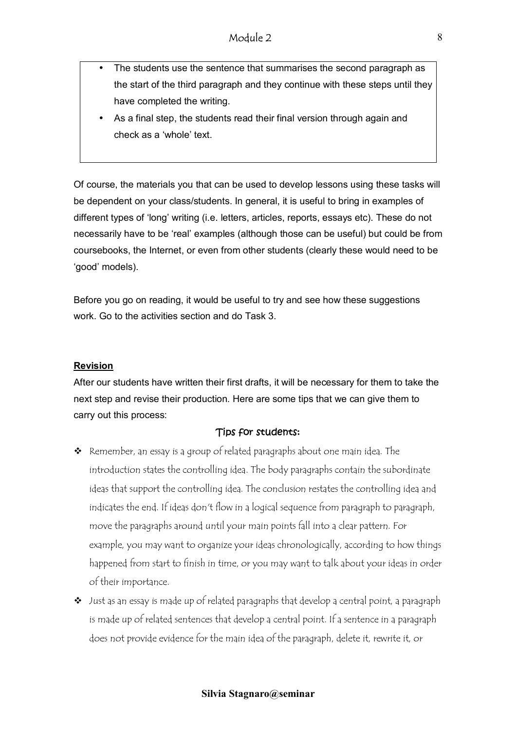- The students use the sentence that summarises the second paragraph as the start of the third paragraph and they continue with these steps until they have completed the writing.
- As a final step, the students read their final version through again and check as a 'whole' text.

Of course, the materials you that can be used to develop lessons using these tasks will be dependent on your class/students. In general, it is useful to bring in examples of different types of 'long' writing (i.e. letters, articles, reports, essays etc). These do not necessarily have to be 'real' examples (although those can be useful) but could be from coursebooks, the Internet, or even from other students (clearly these would need to be 'good' models).

Before you go on reading, it would be useful to try and see how these suggestions work. Go to the activities section and do Task 3.

**Revision**

After our students have written their first drafts, it will be necessary for them to take the next step and revise their production. Here are some tips that we can give them to carry out this process:

Tips for students:

- Remember, an essay is a group of related paragraphs about one main idea. The introduction states the controlling idea. The body paragraphs contain the subordinate ideas that support the controlling idea. The conclusion restates the controlling idea and indicates the end. If ideas don't flow in a logical sequence from paragraph to paragraph, move the paragraphs around until your main points fall into a clear pattern. For example, you may want to organize your ideas chronologically, according to how things happened from start to finish in time, or you may want to talk about your ideas in order of their importance.
- Just as an essay is made up of related paragraphs that develop a central point, a paragraph is made up of related sentences that develop a central point. If a sentence in a paragraph does not provide evidence for the main idea of the paragraph, delete it, rewrite it, or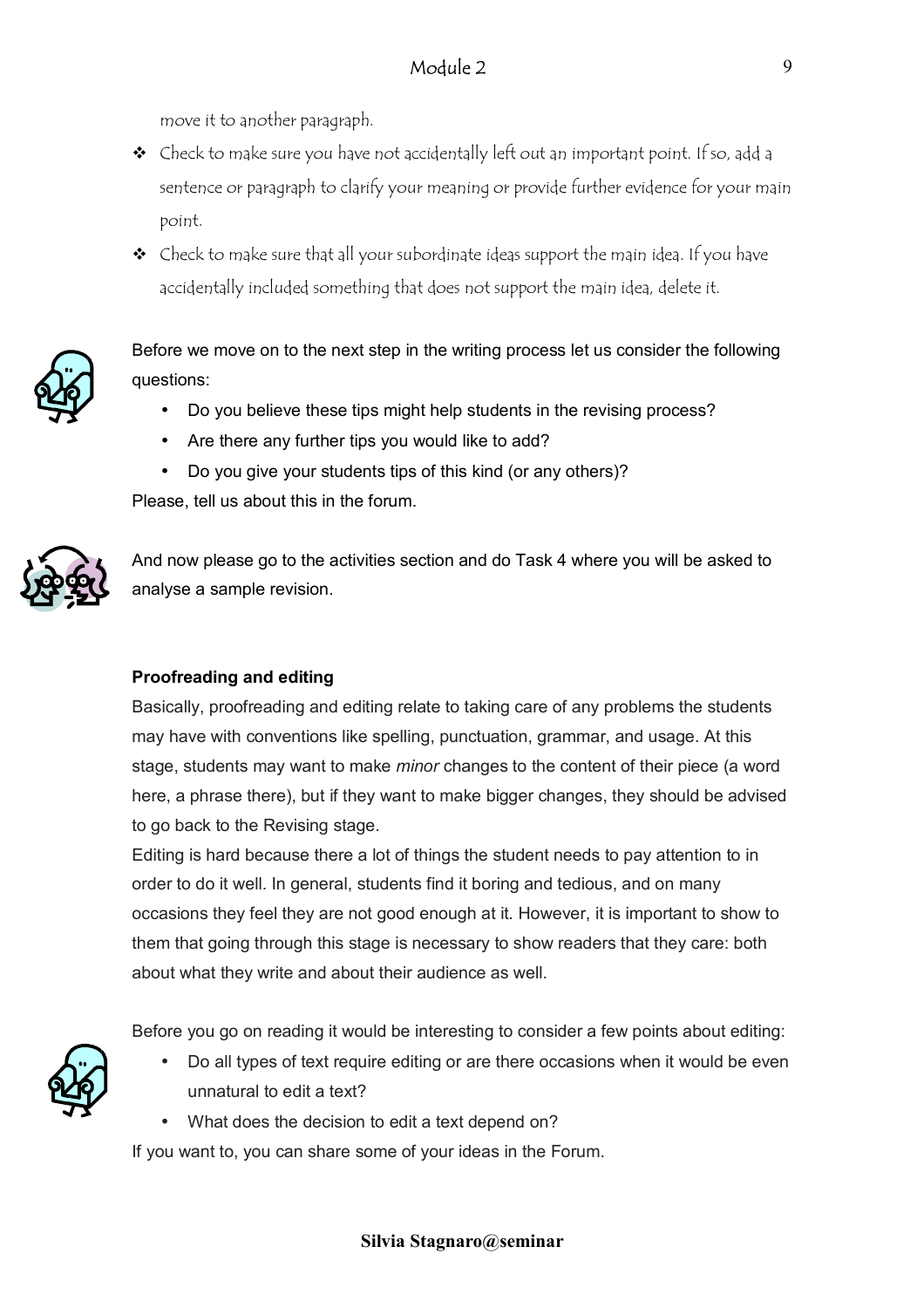move it to another paragraph.

- Check to make sure you have not accidentally left out an important point. If so, add a sentence or paragraph to clarify your meaning or provide further evidence for your main point.
- Check to make sure that all your subordinate ideas support the main idea. If you have accidentally included something that does not support the main idea, delete it.

Before we move on to the next step in the writing process let us consider the following questions:

- Do you believe these tips might help students in the revising process?
- Are there any further tips you would like to add?
- Do you give your students tips of this kind (or any others)?

Please, tell us about this in the forum.

And now please go to the activities section and do Task 4 where you will be asked to analyse a sample revision.

**Proofreading and editing**

Basically, proofreading and editing relate to taking care of any problems the students may have with conventions like spelling, punctuation, grammar, and usage. At this stage, students may want to make *minor* changes to the content of their piece (a word here, a phrase there), but if they want to make bigger changes, they should be advised to go back to the Revising stage.

Editing is hard because there a lot of things the student needs to pay attention to in order to do it well. In general, students find it boring and tedious, and on many occasions they feel they are not good enough at it. However, it is important to show to them that going through this stage is necessary to show readers that they care: both about what they write and about their audience as well.

Before you go on reading it would be interesting to consider a few points about editing:

- Do all types of text require editing or are there occasions when it would be even unnatural to edit a text?
- What does the decision to edit a text depend on?

If you want to, you can share some of your ideas in the Forum.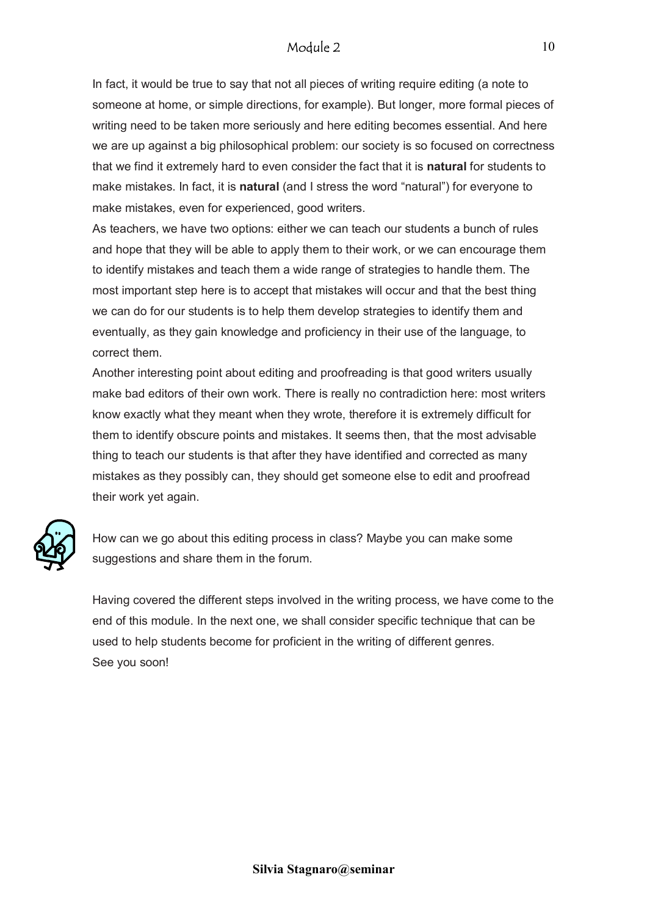In fact, it would be true to say that not all pieces of writing require editing (a note to someone at home, or simple directions, for example). But longer, more formal pieces of writing need to be taken more seriously and here editing becomes essential. And here we are up against a big philosophical problem: our society is so focused on correctness that we find it extremely hard to even consider the fact that it is **natural** for students to make mistakes. In fact, it is **natural** (and I stress the word "natural") for everyone to make mistakes, even for experienced, good writers.

As teachers, we have two options: either we can teach our students a bunch of rules and hope that they will be able to apply them to their work, or we can encourage them to identify mistakes and teach them a wide range of strategies to handle them. The most important step here is to accept that mistakes will occur and that the best thing we can do for our students is to help them develop strategies to identify them and eventually, as they gain knowledge and proficiency in their use of the language, to correct them.

Another interesting point about editing and proofreading is that good writers usually make bad editors of their own work. There is really no contradiction here: most writers know exactly what they meant when they wrote, therefore it is extremely difficult for them to identify obscure points and mistakes. It seems then, that the most advisable thing to teach our students is that after they have identified and corrected as many mistakes as they possibly can, they should get someone else to edit and proofread their work yet again.

How can we go about this editing process in class? Maybe you can make some suggestions and share them in the forum.

Having covered the different steps involved in the writing process, we have come to the end of this module. In the next one, we shall consider specific technique that can be used to help students become for proficient in the writing of different genres.

See you soon!